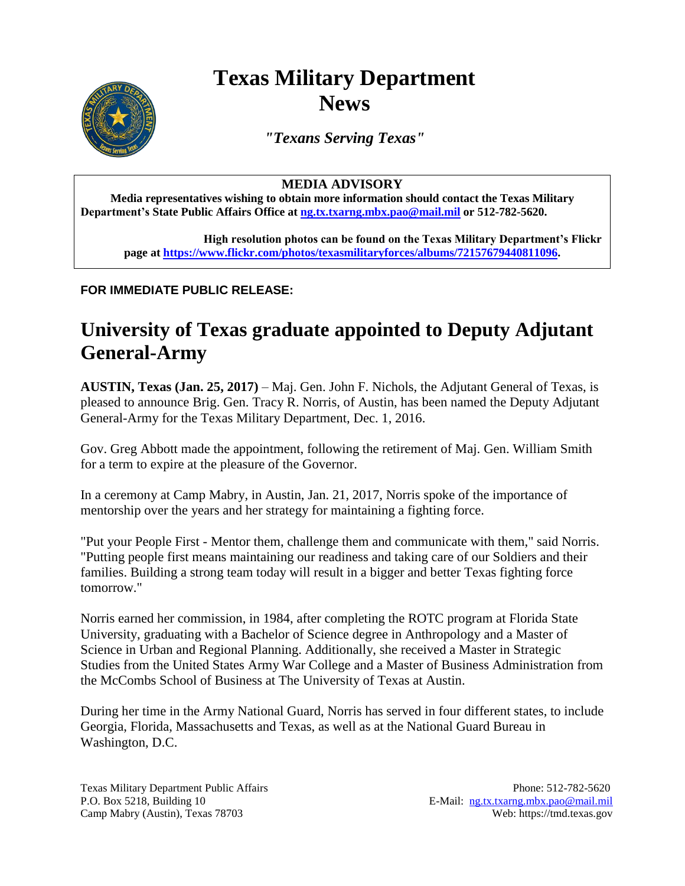# Texas Military Department News

*"Texans Serving Texas"*

**MEDIA ADVISORY**

**Media representatives wishing to obtain more information should contact the Texas Military Department's State Public Affairs Office at [ng.tx.txarng.mbx.pao@mail.mil](mailto:ng.tx.txarng.mbx.pao@mail.mil) or 512-782-5620.**

**High resolution photos can be found on the Texas Military Department's Flickr page at [https://www.flickr.com/photos/texasmilitaryforces/albums/72157679440811096](https://www.flickr.com/photos/texasmilitaryforces/albums/72157679440811096).**

**FOR IMMEDIATE PUBLIC RELEASE:**

## University of Texas graduate appointed to Deputy Adjutant General-Army

**AUSTIN, Texas (Jan. 25, 2017)** – Maj. Gen. John F. Nichols, the Adjutant General of Texas, is pleased to announce Brig. Gen. Tracy R. Norris, of Austin, has been named the Deputy Adjutant General-Army for the Texas Military Department, Dec. 1, 2016.

Gov. Greg Abbott made the appointment, following the retirement of Maj. Gen. William Smith for a term to expire at the pleasure of the Governor.

In a ceremony at Camp Mabry, in Austin, Jan. 21, 2017, Norris spoke of the importance of mentorship over the years and her strategy for maintaining a fighting force.

"Put your People First - Mentor them, challenge them and communicate with them," said Norris. "Putting people first means maintaining our readiness and taking care of our Soldiers and their families. Building a strong team today will result in a bigger and better Texas fighting force tomorrow."

Norris earned her commission, in 1984, after completing the ROTC program at Florida State University, graduating with a Bachelor of Science degree in Anthropology and a Master of Science in Urban and Regional Planning. Additionally, she received a Master in Strategic Studies from the United States Army War College and a Master of Business Administration from the McCombs School of Business at The University of Texas at Austin.

During her time in the Army National Guard, Norris has served in four different states, to include Georgia, Florida, Massachusetts and Texas, as well as at the National Guard Bureau in Washington, D.C.

Texas Military Department Public Affairs
P.O. Box 5218, Building 10
Camp Mabry (Austin), Texas 78703

Phone: 512-782-5620
E-Mail: [ng.tx.txarng.mbx.pao@mail.mil](mailto:ng.tx.txarng.mbx.pao@mail.mil)
Web: https://tmd.texas.gov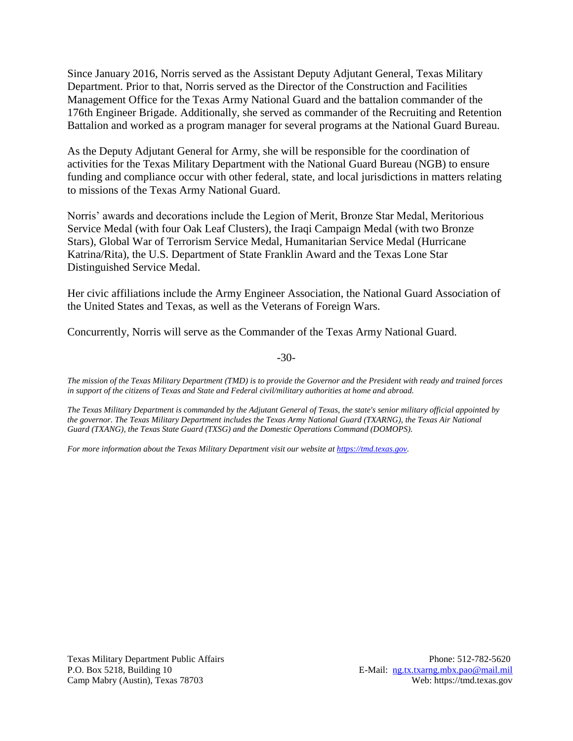Since January 2016, Norris served as the Assistant Deputy Adjutant General, Texas Military Department. Prior to that, Norris served as the Director of the Construction and Facilities Management Office for the Texas Army National Guard and the battalion commander of the 176th Engineer Brigade. Additionally, she served as commander of the Recruiting and Retention Battalion and worked as a program manager for several programs at the National Guard Bureau.

As the Deputy Adjutant General for Army, she will be responsible for the coordination of activities for the Texas Military Department with the National Guard Bureau (NGB) to ensure funding and compliance occur with other federal, state, and local jurisdictions in matters relating to missions of the Texas Army National Guard.

Norris' awards and decorations include the Legion of Merit, Bronze Star Medal, Meritorious Service Medal (with four Oak Leaf Clusters), the Iraqi Campaign Medal (with two Bronze Stars), Global War of Terrorism Service Medal, Humanitarian Service Medal (Hurricane Katrina/Rita), the U.S. Department of State Franklin Award and the Texas Lone Star Distinguished Service Medal.

Her civic affiliations include the Army Engineer Association, the National Guard Association of the United States and Texas, as well as the Veterans of Foreign Wars.

Concurrently, Norris will serve as the Commander of the Texas Army National Guard.

-30-

*The mission of the Texas Military Department (TMD) is to provide the Governor and the President with ready and trained forces in support of the citizens of Texas and State and Federal civil/military authorities at home and abroad.*

*The Texas Military Department is commanded by the Adjutant General of Texas, the state's senior military official appointed by the governor. The Texas Military Department includes the Texas Army National Guard (TXARNG), the Texas Air National Guard (TXANG), the Texas State Guard (TXSG) and the Domestic Operations Command (DOMOPS).*

*For more information about the Texas Military Department visit our website at https://tmd.texas.gov.*

Texas Military Department Public Affairs
P.O. Box 5218, Building 10
Camp Mabry (Austin), Texas 78703

Phone: 512-782-5620
E-Mail: ng.tx.txarng.mbx.pao@mail.mil
Web: https://tmd.texas.gov